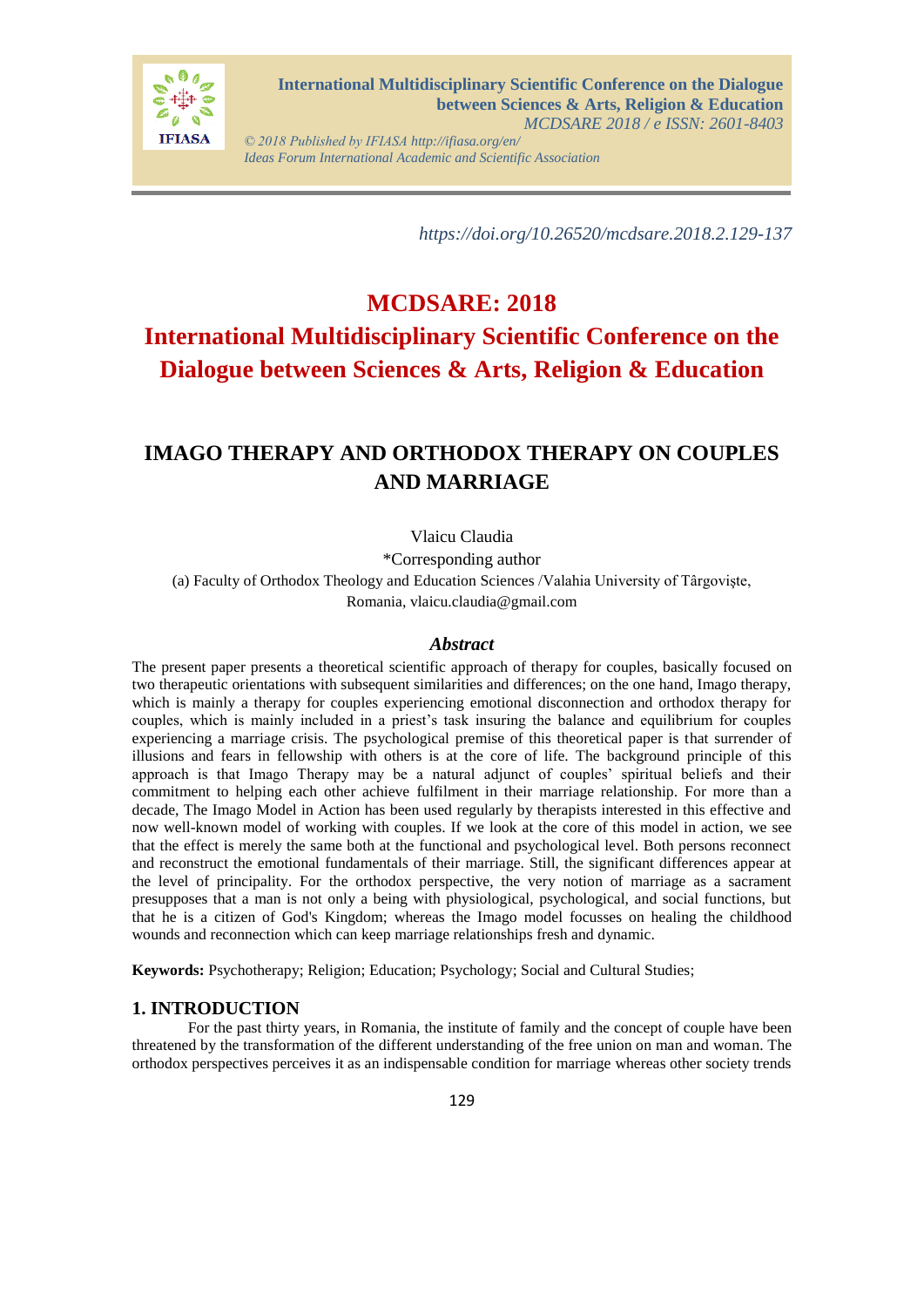https://doi.org/10.26520/mcdsare.2018.2.129-137

# MCDSARE: 2018
# International Multidisciplinary Scientific Conference on the Dialogue between Sciences & Arts, Religion & Education

## IMAGO THERAPY AND ORTHODOX THERAPY ON COUPLES AND MARRIAGE

Vlaicu Claudia

*Corresponding author

(a) Faculty of Orthodox Theology and Education Sciences /Valahia University of Târgoviște, Romania, vlaicu.claudia@gmail.com

### *Abstract*

The present paper presents a theoretical scientific approach of therapy for couples, basically focused on two therapeutic orientations with subsequent similarities and differences; on the one hand, Imago therapy, which is mainly a therapy for couples experiencing emotional disconnection and orthodox therapy for couples, which is mainly included in a priest's task insuring the balance and equilibrium for couples experiencing a marriage crisis. The psychological premise of this theoretical paper is that surrender of illusions and fears in fellowship with others is at the core of life. The background principle of this approach is that Imago Therapy may be a natural adjunct of couples' spiritual beliefs and their commitment to helping each other achieve fulfilment in their marriage relationship. For more than a decade, The Imago Model in Action has been used regularly by therapists interested in this effective and now well-known model of working with couples. If we look at the core of this model in action, we see that the effect is merely the same both at the functional and psychological level. Both persons reconnect and reconstruct the emotional fundamentals of their marriage. Still, the significant differences appear at the level of principality. For the orthodox perspective, the very notion of marriage as a sacrament presupposes that a man is not only a being with physiological, psychological, and social functions, but that he is a citizen of God's Kingdom; whereas the Imago model focusses on healing the childhood wounds and reconnection which can keep marriage relationships fresh and dynamic.

**Keywords:** Psychotherapy; Religion; Education; Psychology; Social and Cultural Studies;

## 1. INTRODUCTION

For the past thirty years, in Romania, the institute of family and the concept of couple have been threatened by the transformation of the different understanding of the free union on man and woman. The orthodox perspectives perceives it as an indispensable condition for marriage whereas other society trends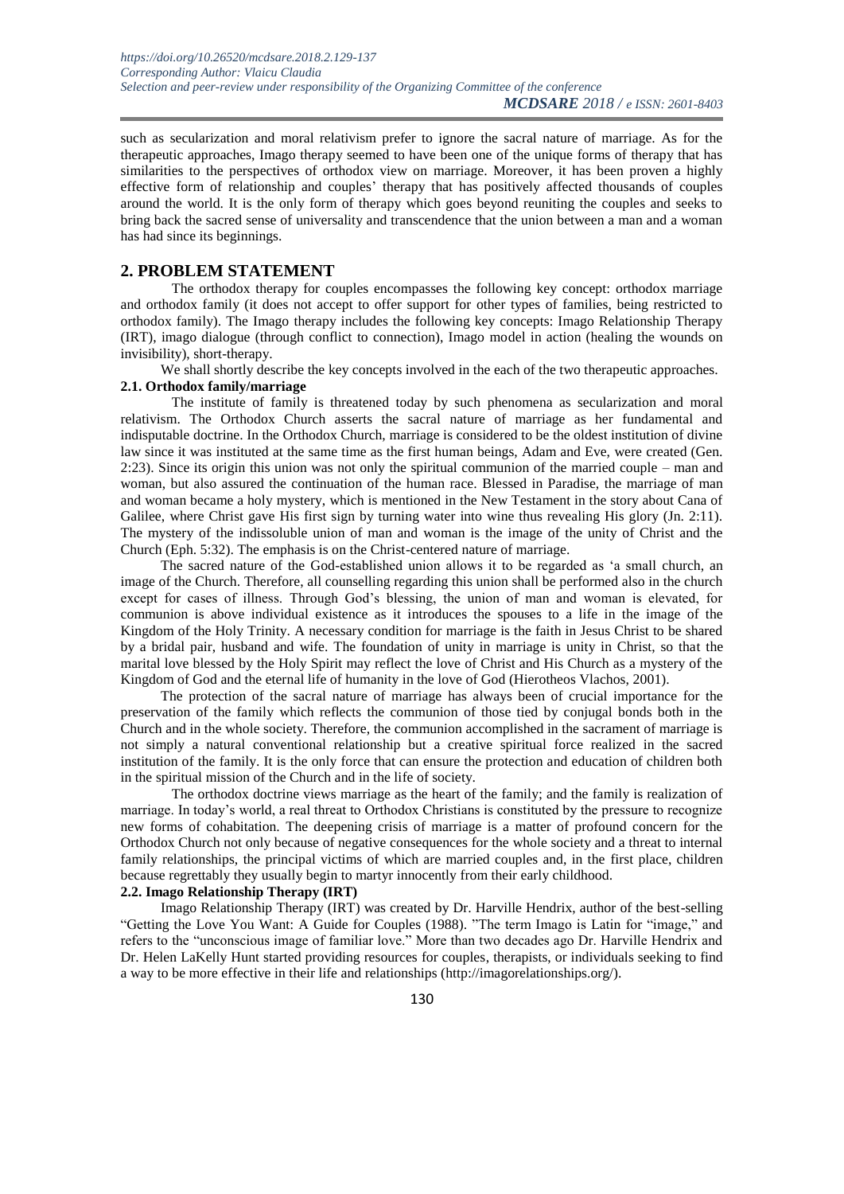such as secularization and moral relativism prefer to ignore the sacral nature of marriage. As for the therapeutic approaches, Imago therapy seemed to have been one of the unique forms of therapy that has similarities to the perspectives of orthodox view on marriage. Moreover, it has been proven a highly effective form of relationship and couples' therapy that has positively affected thousands of couples around the world. It is the only form of therapy which goes beyond reuniting the couples and seeks to bring back the sacred sense of universality and transcendence that the union between a man and a woman has had since its beginnings.

## 2. PROBLEM STATEMENT

The orthodox therapy for couples encompasses the following key concept: orthodox marriage and orthodox family (it does not accept to offer support for other types of families, being restricted to orthodox family). The Imago therapy includes the following key concepts: Imago Relationship Therapy (IRT), imago dialogue (through conflict to connection), Imago model in action (healing the wounds on invisibility), short-therapy.

We shall shortly describe the key concepts involved in the each of the two therapeutic approaches.

### 2.1. Orthodox family/marriage

The institute of family is threatened today by such phenomena as secularization and moral relativism. The Orthodox Church asserts the sacral nature of marriage as her fundamental and indisputable doctrine. In the Orthodox Church, marriage is considered to be the oldest institution of divine law since it was instituted at the same time as the first human beings, Adam and Eve, were created (Gen. 2:23). Since its origin this union was not only the spiritual communion of the married couple – man and woman, but also assured the continuation of the human race. Blessed in Paradise, the marriage of man and woman became a holy mystery, which is mentioned in the New Testament in the story about Cana of Galilee, where Christ gave His first sign by turning water into wine thus revealing His glory (Jn. 2:11). The mystery of the indissoluble union of man and woman is the image of the unity of Christ and the Church (Eph. 5:32). The emphasis is on the Christ-centered nature of marriage.

The sacred nature of the God-established union allows it to be regarded as 'a small church, an image of the Church. Therefore, all counselling regarding this union shall be performed also in the church except for cases of illness. Through God's blessing, the union of man and woman is elevated, for communion is above individual existence as it introduces the spouses to a life in the image of the Kingdom of the Holy Trinity. A necessary condition for marriage is the faith in Jesus Christ to be shared by a bridal pair, husband and wife. The foundation of unity in marriage is unity in Christ, so that the marital love blessed by the Holy Spirit may reflect the love of Christ and His Church as a mystery of the Kingdom of God and the eternal life of humanity in the love of God (Hierotheos Vlachos, 2001).

The protection of the sacral nature of marriage has always been of crucial importance for the preservation of the family which reflects the communion of those tied by conjugal bonds both in the Church and in the whole society. Therefore, the communion accomplished in the sacrament of marriage is not simply a natural conventional relationship but a creative spiritual force realized in the sacred institution of the family. It is the only force that can ensure the protection and education of children both in the spiritual mission of the Church and in the life of society.

The orthodox doctrine views marriage as the heart of the family; and the family is realization of marriage. In today's world, a real threat to Orthodox Christians is constituted by the pressure to recognize new forms of cohabitation. The deepening crisis of marriage is a matter of profound concern for the Orthodox Church not only because of negative consequences for the whole society and a threat to internal family relationships, the principal victims of which are married couples and, in the first place, children because regrettably they usually begin to martyr innocently from their early childhood.

### 2.2. Imago Relationship Therapy (IRT)

Imago Relationship Therapy (IRT) was created by Dr. Harville Hendrix, author of the best-selling "Getting the Love You Want: A Guide for Couples (1988). "The term Imago is Latin for "image," and refers to the "unconscious image of familiar love." More than two decades ago Dr. Harville Hendrix and Dr. Helen LaKelly Hunt started providing resources for couples, therapists, or individuals seeking to find a way to be more effective in their life and relationships (http://imagorelationships.org/).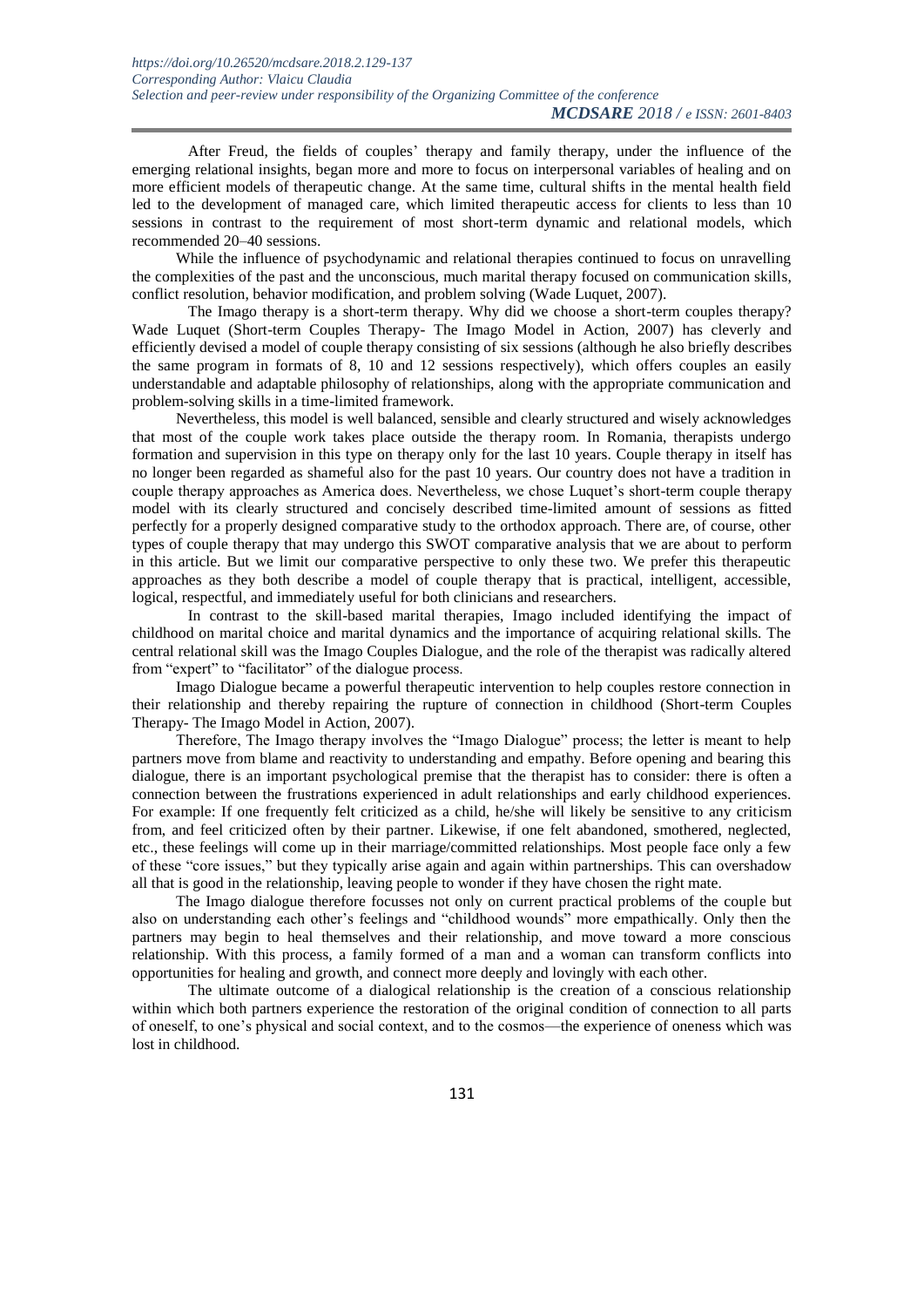After Freud, the fields of couples' therapy and family therapy, under the influence of the emerging relational insights, began more and more to focus on interpersonal variables of healing and on more efficient models of therapeutic change. At the same time, cultural shifts in the mental health field led to the development of managed care, which limited therapeutic access for clients to less than 10 sessions in contrast to the requirement of most short-term dynamic and relational models, which recommended 20–40 sessions.

While the influence of psychodynamic and relational therapies continued to focus on unravelling the complexities of the past and the unconscious, much marital therapy focused on communication skills, conflict resolution, behavior modification, and problem solving (Wade Luquet, 2007).

The Imago therapy is a short-term therapy. Why did we choose a short-term couples therapy? Wade Luquet (Short-term Couples Therapy- The Imago Model in Action, 2007) has cleverly and efficiently devised a model of couple therapy consisting of six sessions (although he also briefly describes the same program in formats of 8, 10 and 12 sessions respectively), which offers couples an easily understandable and adaptable philosophy of relationships, along with the appropriate communication and problem-solving skills in a time-limited framework.

Nevertheless, this model is well balanced, sensible and clearly structured and wisely acknowledges that most of the couple work takes place outside the therapy room. In Romania, therapists undergo formation and supervision in this type on therapy only for the last 10 years. Couple therapy in itself has no longer been regarded as shameful also for the past 10 years. Our country does not have a tradition in couple therapy approaches as America does. Nevertheless, we chose Luquet's short-term couple therapy model with its clearly structured and concisely described time-limited amount of sessions as fitted perfectly for a properly designed comparative study to the orthodox approach. There are, of course, other types of couple therapy that may undergo this SWOT comparative analysis that we are about to perform in this article. But we limit our comparative perspective to only these two. We prefer this therapeutic approaches as they both describe a model of couple therapy that is practical, intelligent, accessible, logical, respectful, and immediately useful for both clinicians and researchers.

In contrast to the skill-based marital therapies, Imago included identifying the impact of childhood on marital choice and marital dynamics and the importance of acquiring relational skills. The central relational skill was the Imago Couples Dialogue, and the role of the therapist was radically altered from "expert" to "facilitator" of the dialogue process.

Imago Dialogue became a powerful therapeutic intervention to help couples restore connection in their relationship and thereby repairing the rupture of connection in childhood (Short-term Couples Therapy- The Imago Model in Action, 2007).

Therefore, The Imago therapy involves the "Imago Dialogue" process; the letter is meant to help partners move from blame and reactivity to understanding and empathy. Before opening and bearing this dialogue, there is an important psychological premise that the therapist has to consider: there is often a connection between the frustrations experienced in adult relationships and early childhood experiences. For example: If one frequently felt criticized as a child, he/she will likely be sensitive to any criticism from, and feel criticized often by their partner. Likewise, if one felt abandoned, smothered, neglected, etc., these feelings will come up in their marriage/committed relationships. Most people face only a few of these "core issues," but they typically arise again and again within partnerships. This can overshadow all that is good in the relationship, leaving people to wonder if they have chosen the right mate.

The Imago dialogue therefore focusses not only on current practical problems of the couple but also on understanding each other's feelings and "childhood wounds" more empathically. Only then the partners may begin to heal themselves and their relationship, and move toward a more conscious relationship. With this process, a family formed of a man and a woman can transform conflicts into opportunities for healing and growth, and connect more deeply and lovingly with each other.

The ultimate outcome of a dialogical relationship is the creation of a conscious relationship within which both partners experience the restoration of the original condition of connection to all parts of oneself, to one's physical and social context, and to the cosmos—the experience of oneness which was lost in childhood.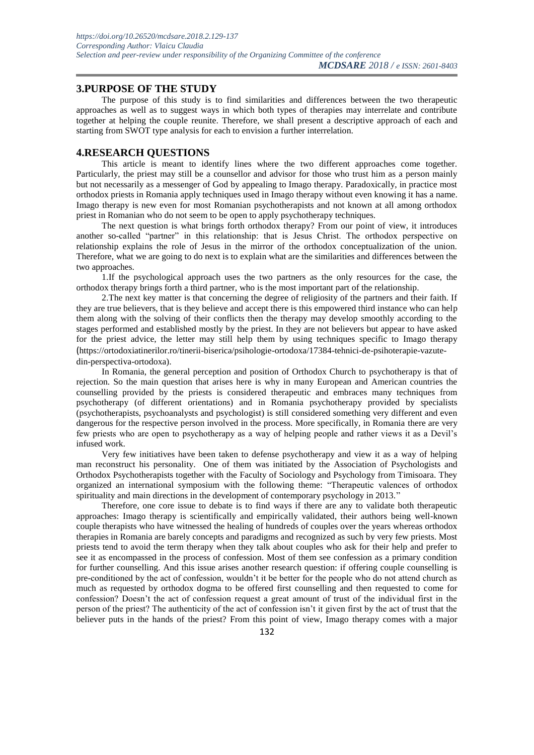## 3.PURPOSE OF THE STUDY

The purpose of this study is to find similarities and differences between the two therapeutic approaches as well as to suggest ways in which both types of therapies may interrelate and contribute together at helping the couple reunite. Therefore, we shall present a descriptive approach of each and starting from SWOT type analysis for each to envision a further interrelation.

## 4.RESEARCH QUESTIONS

This article is meant to identify lines where the two different approaches come together. Particularly, the priest may still be a counsellor and advisor for those who trust him as a person mainly but not necessarily as a messenger of God by appealing to Imago therapy. Paradoxically, in practice most orthodox priests in Romania apply techniques used in Imago therapy without even knowing it has a name. Imago therapy is new even for most Romanian psychotherapists and not known at all among orthodox priest in Romanian who do not seem to be open to apply psychotherapy techniques.

The next question is what brings forth orthodox therapy? From our point of view, it introduces another so-called "partner" in this relationship: that is Jesus Christ. The orthodox perspective on relationship explains the role of Jesus in the mirror of the orthodox conceptualization of the union. Therefore, what we are going to do next is to explain what are the similarities and differences between the two approaches.

1.If the psychological approach uses the two partners as the only resources for the case, the orthodox therapy brings forth a third partner, who is the most important part of the relationship.

2.The next key matter is that concerning the degree of religiosity of the partners and their faith. If they are true believers, that is they believe and accept there is this empowered third instance who can help them along with the solving of their conflicts then the therapy may develop smoothly according to the stages performed and established mostly by the priest. In they are not believers but appear to have asked for the priest advice, the letter may still help them by using techniques specific to Imago therapy (https://ortodoxiatinerilor.ro/tinerii-biserica/psihologie-ortodoxa/17384-tehnici-de-psihoterapie-vazute-din-perspectiva-ortodoxa).

In Romania, the general perception and position of Orthodox Church to psychotherapy is that of rejection. So the main question that arises here is why in many European and American countries the counselling provided by the priests is considered therapeutic and embraces many techniques from psychotherapy (of different orientations) and in Romania psychotherapy provided by specialists (psychotherapists, psychoanalysts and psychologist) is still considered something very different and even dangerous for the respective person involved in the process. More specifically, in Romania there are very few priests who are open to psychotherapy as a way of helping people and rather views it as a Devil's infused work.

Very few initiatives have been taken to defense psychotherapy and view it as a way of helping man reconstruct his personality. One of them was initiated by the Association of Psychologists and Orthodox Psychotherapists together with the Faculty of Sociology and Psychology from Timisoara. They organized an international symposium with the following theme: "Therapeutic valences of orthodox spirituality and main directions in the development of contemporary psychology in 2013."

Therefore, one core issue to debate is to find ways if there are any to validate both therapeutic approaches: Imago therapy is scientifically and empirically validated, their authors being well-known couple therapists who have witnessed the healing of hundreds of couples over the years whereas orthodox therapies in Romania are barely concepts and paradigms and recognized as such by very few priests. Most priests tend to avoid the term therapy when they talk about couples who ask for their help and prefer to see it as encompassed in the process of confession. Most of them see confession as a primary condition for further counselling. And this issue arises another research question: if offering couple counselling is pre-conditioned by the act of confession, wouldn't it be better for the people who do not attend church as much as requested by orthodox dogma to be offered first counselling and then requested to come for confession? Doesn't the act of confession request a great amount of trust of the individual first in the person of the priest? The authenticity of the act of confession isn't it given first by the act of trust that the believer puts in the hands of the priest? From this point of view, Imago therapy comes with a major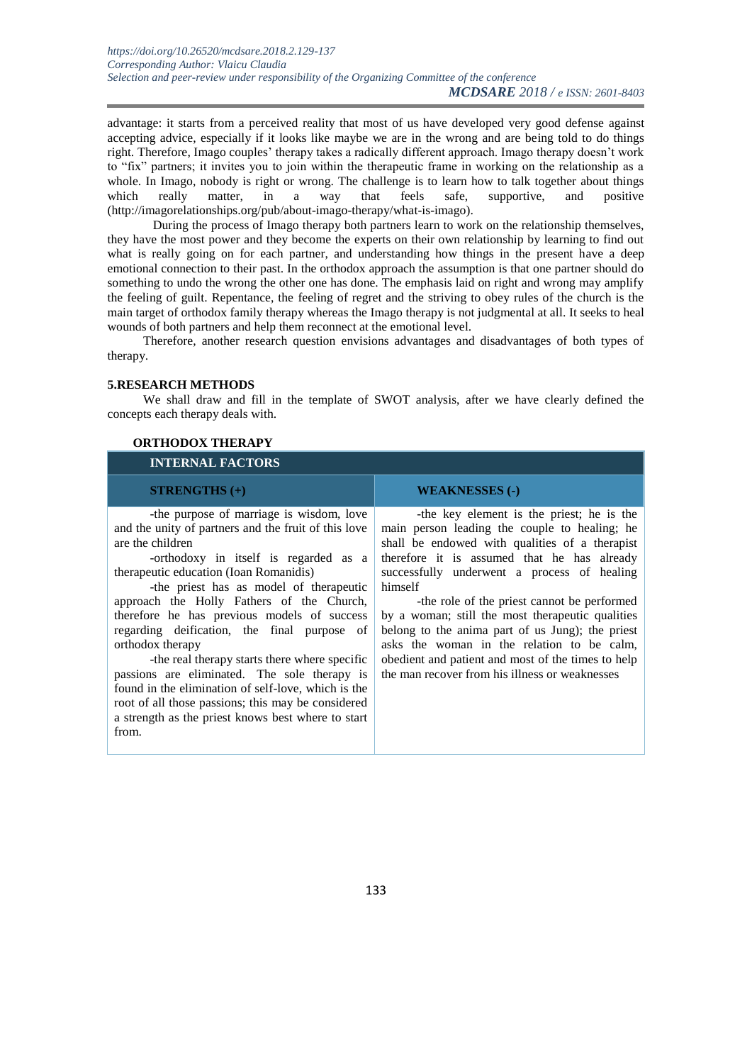advantage: it starts from a perceived reality that most of us have developed very good defense against accepting advice, especially if it looks like maybe we are in the wrong and are being told to do things right. Therefore, Imago couples' therapy takes a radically different approach. Imago therapy doesn't work to "fix" partners; it invites you to join within the therapeutic frame in working on the relationship as a whole. In Imago, nobody is right or wrong. The challenge is to learn how to talk together about things which really matter, in a way that feels safe, supportive, and positive (http://imagorelationships.org/pub/about-imago-therapy/what-is-imago).

During the process of Imago therapy both partners learn to work on the relationship themselves, they have the most power and they become the experts on their own relationship by learning to find out what is really going on for each partner, and understanding how things in the present have a deep emotional connection to their past. In the orthodox approach the assumption is that one partner should do something to undo the wrong the other one has done. The emphasis laid on right and wrong may amplify the feeling of guilt. Repentance, the feeling of regret and the striving to obey rules of the church is the main target of orthodox family therapy whereas the Imago therapy is not judgmental at all. It seeks to heal wounds of both partners and help them reconnect at the emotional level.

Therefore, another research question envisions advantages and disadvantages of both types of therapy.

## 5.RESEARCH METHODS

We shall draw and fill in the template of SWOT analysis, after we have clearly defined the concepts each therapy deals with.

**ORTHODOX THERAPY**

| INTERNAL FACTORS | |
|---|---|
| **STRENGTHS (+)** | **WEAKNESSES (-)** |
| -the purpose of marriage is wisdom, love and the unity of partners and the fruit of this love are the children<br>-orthodoxy in itself is regarded as a therapeutic education (Ioan Romanidis)<br>-the priest has as model of therapeutic approach the Holly Fathers of the Church, therefore he has previous models of success regarding deification, the final purpose of orthodox therapy<br>-the real therapy starts there where specific passions are eliminated. The sole therapy is found in the elimination of self-love, which is the root of all those passions; this may be considered a strength as the priest knows best where to start from. | -the key element is the priest; he is the main person leading the couple to healing; he shall be endowed with qualities of a therapist therefore it is assumed that he has already successfully underwent a process of healing himself<br>-the role of the priest cannot be performed by a woman; still the most therapeutic qualities belong to the anima part of us Jung); the priest asks the woman in the relation to be calm, obedient and patient and most of the times to help the man recover from his illness or weaknesses |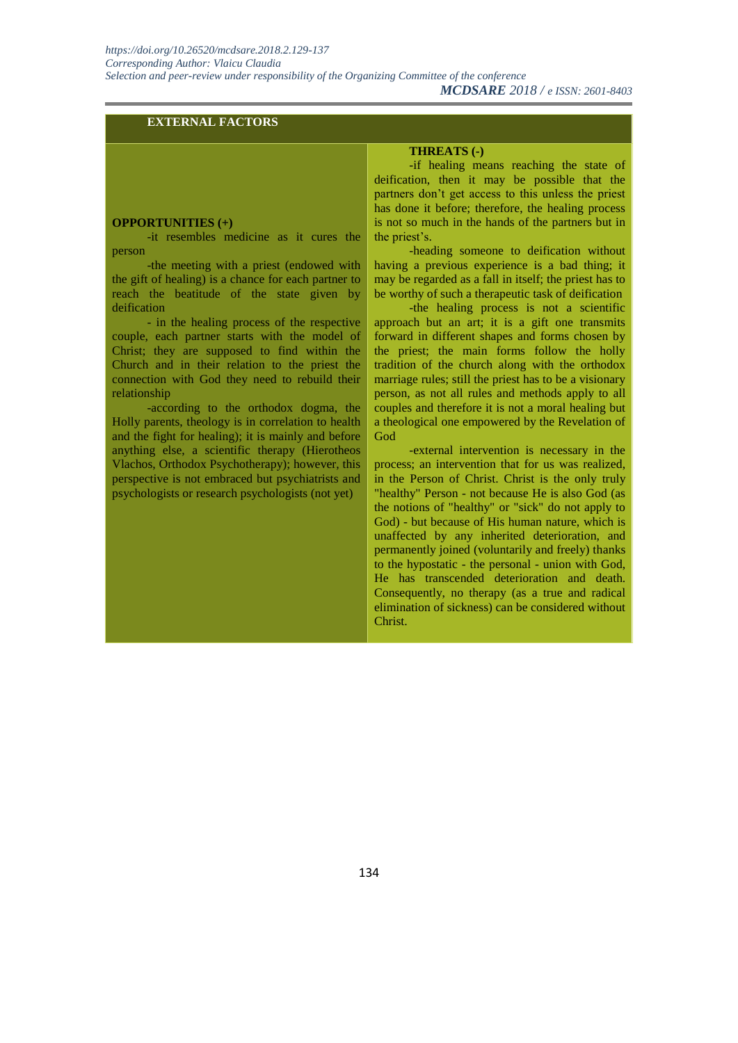| EXTERNAL FACTORS | |
|---|---|
| **OPPORTUNITIES (+)**<br>-it resembles medicine as it cures the person<br>-the meeting with a priest (endowed with the gift of healing) is a chance for each partner to reach the beatitude of the state given by deification<br>- in the healing process of the respective couple, each partner starts with the model of Christ; they are supposed to find within the Church and in their relation to the priest the connection with God they need to rebuild their relationship<br>-according to the orthodox dogma, the Holly parents, theology is in correlation to health and the fight for healing); it is mainly and before anything else, a scientific therapy (Hierotheos Vlachos, Orthodox Psychotherapy); however, this perspective is not embraced but psychiatrists and psychologists or research psychologists (not yet) | **THREATS (-)**<br>-if healing means reaching the state of deification, then it may be possible that the partners don't get access to this unless the priest has done it before; therefore, the healing process is not so much in the hands of the partners but in the priest's.<br>-heading someone to deification without having a previous experience is a bad thing; it may be regarded as a fall in itself; the priest has to be worthy of such a therapeutic task of deification<br>-the healing process is not a scientific approach but an art; it is a gift one transmits forward in different shapes and forms chosen by the priest; the main forms follow the holly tradition of the church along with the orthodox marriage rules; still the priest has to be a visionary person, as not all rules and methods apply to all couples and therefore it is not a moral healing but a theological one empowered by the Revelation of God<br>-external intervention is necessary in the process; an intervention that for us was realized, in the Person of Christ. Christ is the only truly "healthy" Person - not because He is also God (as the notions of "healthy" or "sick" do not apply to God) - but because of His human nature, which is unaffected by any inherited deterioration, and permanently joined (voluntarily and freely) thanks to the hypostatic - the personal - union with God, He has transcended deterioration and death. Consequently, no therapy (as a true and radical elimination of sickness) can be considered without Christ. |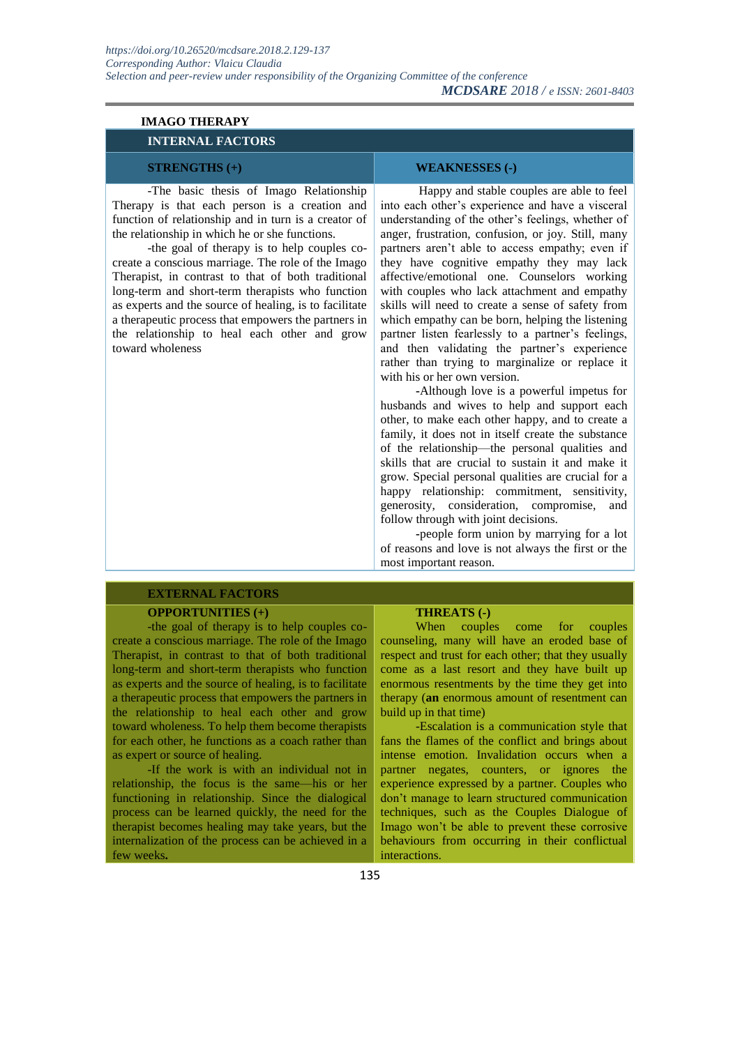**IMAGO THERAPY**

| **INTERNAL FACTORS** | |
|---|---|
| **STRENGTHS (+)** | **WEAKNESSES (-)** |
| -The basic thesis of Imago Relationship Therapy is that each person is a creation and function of relationship and in turn is a creator of the relationship in which he or she functions.<br>-the goal of therapy is to help couples co-create a conscious marriage. The role of the Imago Therapist, in contrast to that of both traditional long-term and short-term therapists who function as experts and the source of healing, is to facilitate a therapeutic process that empowers the partners in the relationship to heal each other and grow toward wholeness | Happy and stable couples are able to feel into each other's experience and have a visceral understanding of the other's feelings, whether of anger, frustration, confusion, or joy. Still, many partners aren't able to access empathy; even if they have cognitive empathy they may lack affective/emotional one. Counselors working with couples who lack attachment and empathy skills will need to create a sense of safety from which empathy can be born, helping the listening partner listen fearlessly to a partner's feelings, and then validating the partner's experience rather than trying to marginalize or replace it with his or her own version.<br>-Although love is a powerful impetus for husbands and wives to help and support each other, to make each other happy, and to create a family, it does not in itself create the substance of the relationship—the personal qualities and skills that are crucial to sustain it and make it grow. Special personal qualities are crucial for a happy relationship: commitment, sensitivity, generosity, consideration, compromise, and follow through with joint decisions.<br>-people form union by marrying for a lot of reasons and love is not always the first or the most important reason. |
| **EXTERNAL FACTORS** | |
| **OPPORTUNITIES (+)** | **THREATS (-)** |
| -the goal of therapy is to help couples co-create a conscious marriage. The role of the Imago Therapist, in contrast to that of both traditional long-term and short-term therapists who function as experts and the source of healing, is to facilitate a therapeutic process that empowers the partners in the relationship to heal each other and grow toward wholeness. To help them become therapists for each other, he functions as a coach rather than as expert or source of healing.<br>-If the work is with an individual not in relationship, the focus is the same—his or her functioning in relationship. Since the dialogical process can be learned quickly, the need for the therapist becomes healing may take years, but the internalization of the process can be achieved in a few weeks**.** | When couples come for couples counseling, many will have an eroded base of respect and trust for each other; that they usually come as a last resort and they have built up enormous resentments by the time they get into therapy (**an** enormous amount of resentment can build up in that time)<br>-Escalation is a communication style that fans the flames of the conflict and brings about intense emotion. Invalidation occurs when a partner negates, counters, or ignores the experience expressed by a partner. Couples who don't manage to learn structured communication techniques, such as the Couples Dialogue of Imago won't be able to prevent these corrosive behaviours from occurring in their conflictual interactions. |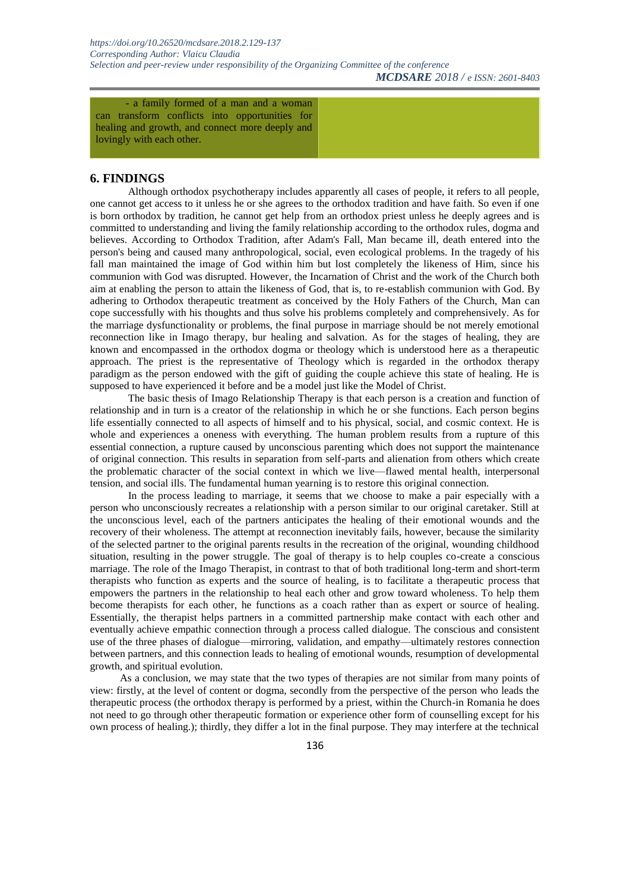| - a family formed of a man and a woman can transform conflicts into opportunities for healing and growth, and connect more deeply and lovingly with each other. | |
|---|---|

## 6. FINDINGS

Although orthodox psychotherapy includes apparently all cases of people, it refers to all people, one cannot get access to it unless he or she agrees to the orthodox tradition and have faith. So even if one is born orthodox by tradition, he cannot get help from an orthodox priest unless he deeply agrees and is committed to understanding and living the family relationship according to the orthodox rules, dogma and believes. According to Orthodox Tradition, after Adam's Fall, Man became ill, death entered into the person's being and caused many anthropological, social, even ecological problems. In the tragedy of his fall man maintained the image of God within him but lost completely the likeness of Him, since his communion with God was disrupted. However, the Incarnation of Christ and the work of the Church both aim at enabling the person to attain the likeness of God, that is, to re-establish communion with God. By adhering to Orthodox therapeutic treatment as conceived by the Holy Fathers of the Church, Man can cope successfully with his thoughts and thus solve his problems completely and comprehensively. As for the marriage dysfunctionality or problems, the final purpose in marriage should be not merely emotional reconnection like in Imago therapy, bur healing and salvation. As for the stages of healing, they are known and encompassed in the orthodox dogma or theology which is understood here as a therapeutic approach. The priest is the representative of Theology which is regarded in the orthodox therapy paradigm as the person endowed with the gift of guiding the couple achieve this state of healing. He is supposed to have experienced it before and be a model just like the Model of Christ.

The basic thesis of Imago Relationship Therapy is that each person is a creation and function of relationship and in turn is a creator of the relationship in which he or she functions. Each person begins life essentially connected to all aspects of himself and to his physical, social, and cosmic context. He is whole and experiences a oneness with everything. The human problem results from a rupture of this essential connection, a rupture caused by unconscious parenting which does not support the maintenance of original connection. This results in separation from self-parts and alienation from others which create the problematic character of the social context in which we live—flawed mental health, interpersonal tension, and social ills. The fundamental human yearning is to restore this original connection.

In the process leading to marriage, it seems that we choose to make a pair especially with a person who unconsciously recreates a relationship with a person similar to our original caretaker. Still at the unconscious level, each of the partners anticipates the healing of their emotional wounds and the recovery of their wholeness. The attempt at reconnection inevitably fails, however, because the similarity of the selected partner to the original parents results in the recreation of the original, wounding childhood situation, resulting in the power struggle. The goal of therapy is to help couples co-create a conscious marriage. The role of the Imago Therapist, in contrast to that of both traditional long-term and short-term therapists who function as experts and the source of healing, is to facilitate a therapeutic process that empowers the partners in the relationship to heal each other and grow toward wholeness. To help them become therapists for each other, he functions as a coach rather than as expert or source of healing. Essentially, the therapist helps partners in a committed partnership make contact with each other and eventually achieve empathic connection through a process called dialogue. The conscious and consistent use of the three phases of dialogue—mirroring, validation, and empathy—ultimately restores connection between partners, and this connection leads to healing of emotional wounds, resumption of developmental growth, and spiritual evolution.

As a conclusion, we may state that the two types of therapies are not similar from many points of view: firstly, at the level of content or dogma, secondly from the perspective of the person who leads the therapeutic process (the orthodox therapy is performed by a priest, within the Church-in Romania he does not need to go through other therapeutic formation or experience other form of counselling except for his own process of healing.); thirdly, they differ a lot in the final purpose. They may interfere at the technical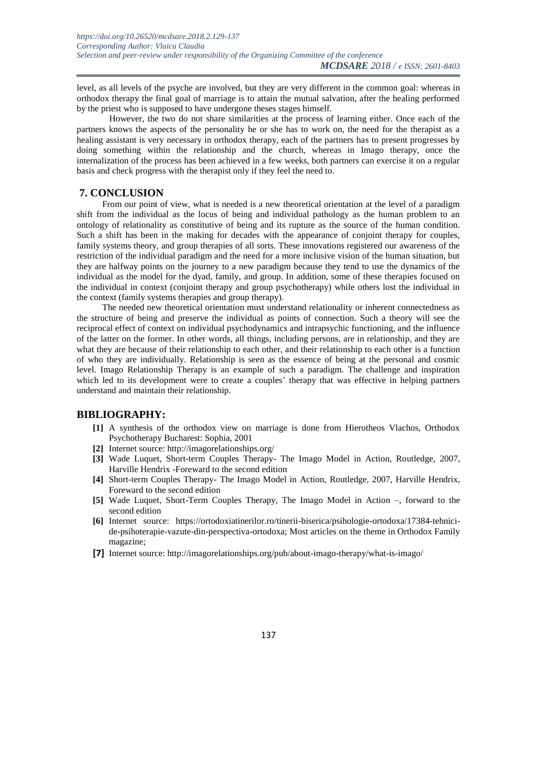level, as all levels of the psyche are involved, but they are very different in the common goal: whereas in orthodox therapy the final goal of marriage is to attain the mutual salvation, after the healing performed by the priest who is supposed to have undergone theses stages himself.

However, the two do not share similarities at the process of learning either. Once each of the partners knows the aspects of the personality he or she has to work on, the need for the therapist as a healing assistant is very necessary in orthodox therapy, each of the partners has to present progresses by doing something within the relationship and the church, whereas in Imago therapy, once the internalization of the process has been achieved in a few weeks, both partners can exercise it on a regular basis and check progress with the therapist only if they feel the need to.

## 7. CONCLUSION

From our point of view, what is needed is a new theoretical orientation at the level of a paradigm shift from the individual as the locus of being and individual pathology as the human problem to an ontology of relationality as constitutive of being and its rupture as the source of the human condition. Such a shift has been in the making for decades with the appearance of conjoint therapy for couples, family systems theory, and group therapies of all sorts. These innovations registered our awareness of the restriction of the individual paradigm and the need for a more inclusive vision of the human situation, but they are halfway points on the journey to a new paradigm because they tend to use the dynamics of the individual as the model for the dyad, family, and group. In addition, some of these therapies focused on the individual in context (conjoint therapy and group psychotherapy) while others lost the individual in the context (family systems therapies and group therapy).

The needed new theoretical orientation must understand relationality or inherent connectedness as the structure of being and preserve the individual as points of connection. Such a theory will see the reciprocal effect of context on individual psychodynamics and intrapsychic functioning, and the influence of the latter on the former. In other words, all things, including persons, are in relationship, and they are what they are because of their relationship to each other, and their relationship to each other is a function of who they are individually. Relationship is seen as the essence of being at the personal and cosmic level. Imago Relationship Therapy is an example of such a paradigm. The challenge and inspiration which led to its development were to create a couples' therapy that was effective in helping partners understand and maintain their relationship.

## BIBLIOGRAPHY:

**[1]** A synthesis of the orthodox view on marriage is done from Hierotheos Vlachos, Orthodox Psychotherapy Bucharest: Sophia, 2001

**[2]** Internet source: http://imagorelationships.org/

**[3]** Wade Luquet, Short-term Couples Therapy- The Imago Model in Action, Routledge, 2007, Harville Hendrix -Foreward to the second edition

**[4]** Short-term Couples Therapy- The Imago Model in Action, Routledge, 2007, Harville Hendrix, Foreward to the second edition

**[5]** Wade Luquet, Short-Term Couples Therapy, The Imago Model in Action –, forward to the second edition

**[6]** Internet source: https://ortodoxiatinerilor.ro/tinerii-biserica/psihologie-ortodoxa/17384-tehnici-de-psihoterapie-vazute-din-perspectiva-ortodoxa; Most articles on the theme in Orthodox Family magazine;

**[7]** Internet source: http://imagorelationships.org/pub/about-imago-therapy/what-is-imago/